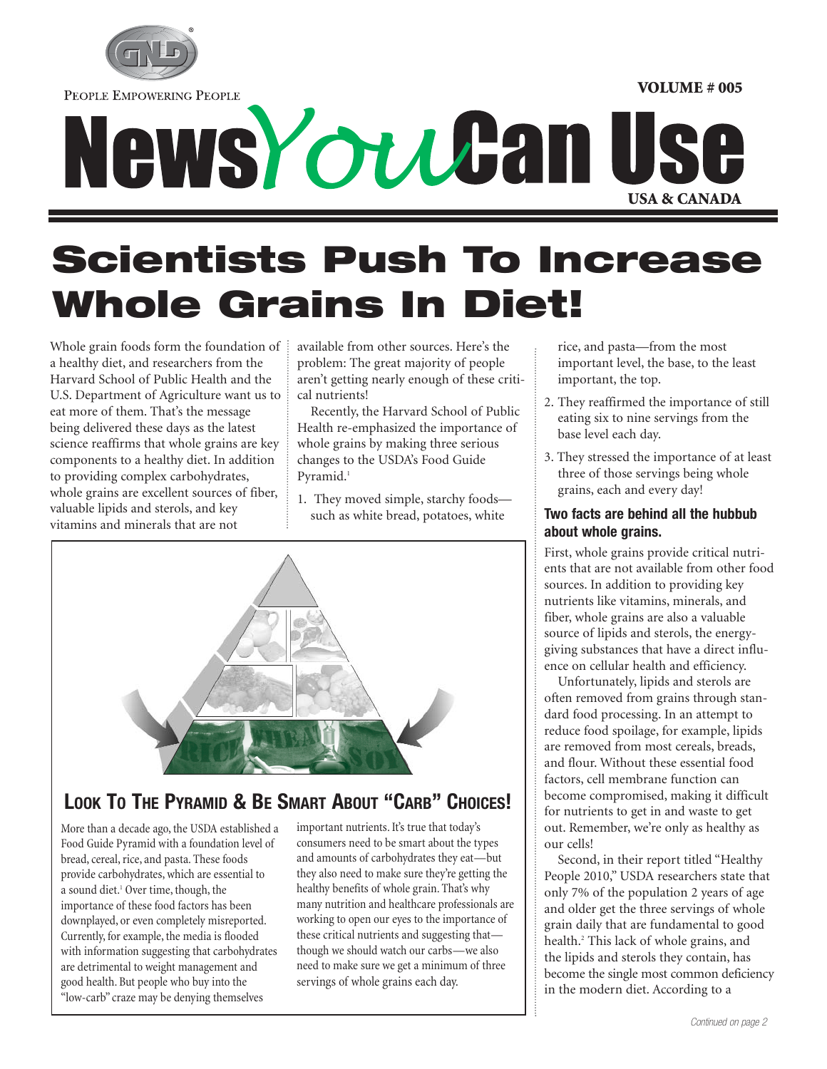PEOPLE EMPOWERING PEOPLE

VOLUME # 005

# News*You*Can Use

USA & CANADA

# Scientists Push To Increase Whole Grains In Diet!

Whole grain foods form the foundation of a healthy diet, and researchers from the Harvard School of Public Health and the U.S. Department of Agriculture want us to eat more of them. That's the message being delivered these days as the latest science reaffirms that whole grains are key components to a healthy diet. In addition to providing complex carbohydrates, whole grains are excellent sources of fiber, valuable lipids and sterols, and key vitamins and minerals that are not available from other sources. Here's the problem: The great majority of people aren't getting nearly enough of these critical nutrients!

Recently, the Harvard School of Public Health re-emphasized the importance of whole grains by making three serious changes to the USDA's Food Guide Pyramid.[1]

1. They moved simple, starchy foods—such as white bread, potatoes, white rice, and pasta—from the most important level, the base, to the least important, the top.
2. They reaffirmed the importance of still eating six to nine servings from the base level each day.
3. They stressed the importance of at least three of those servings being whole grains, each and every day!

### Two facts are behind all the hubbub about whole grains.

First, whole grains provide critical nutrients that are not available from other food sources. In addition to providing key nutrients like vitamins, minerals, and fiber, whole grains are also a valuable source of lipids and sterols, the energy-giving substances that have a direct influence on cellular health and efficiency.

Unfortunately, lipids and sterols are often removed from grains through standard food processing. In an attempt to reduce food spoilage, for example, lipids are removed from most cereals, breads, and flour. Without these essential food factors, cell membrane function can become compromised, making it difficult for nutrients to get in and waste to get out. Remember, we're only as healthy as our cells!

Second, in their report titled "Healthy People 2010," USDA researchers state that only 7% of the population 2 years of age and older get the three servings of whole grain daily that are fundamental to good health.[2] This lack of whole grains, and the lipids and sterols they contain, has become the single most common deficiency in the modern diet. According to a

*Continued on page 2*

## LOOK TO THE PYRAMID & BE SMART ABOUT "CARB" CHOICES!

More than a decade ago, the USDA established a Food Guide Pyramid with a foundation level of bread, cereal, rice, and pasta. These foods provide carbohydrates, which are essential to a sound diet.[1] Over time, though, the importance of these food factors has been downplayed, or even completely misreported. Currently, for example, the media is flooded with information suggesting that carbohydrates are detrimental to weight management and good health. But people who buy into the "low-carb" craze may be denying themselves important nutrients. It's true that today's consumers need to be smart about the types and amounts of carbohydrates they eat—but they also need to make sure they're getting the healthy benefits of whole grain. That's why many nutrition and healthcare professionals are working to open our eyes to the importance of these critical nutrients and suggesting that—though we should watch our carbs—we also need to make sure we get a minimum of three servings of whole grains each day.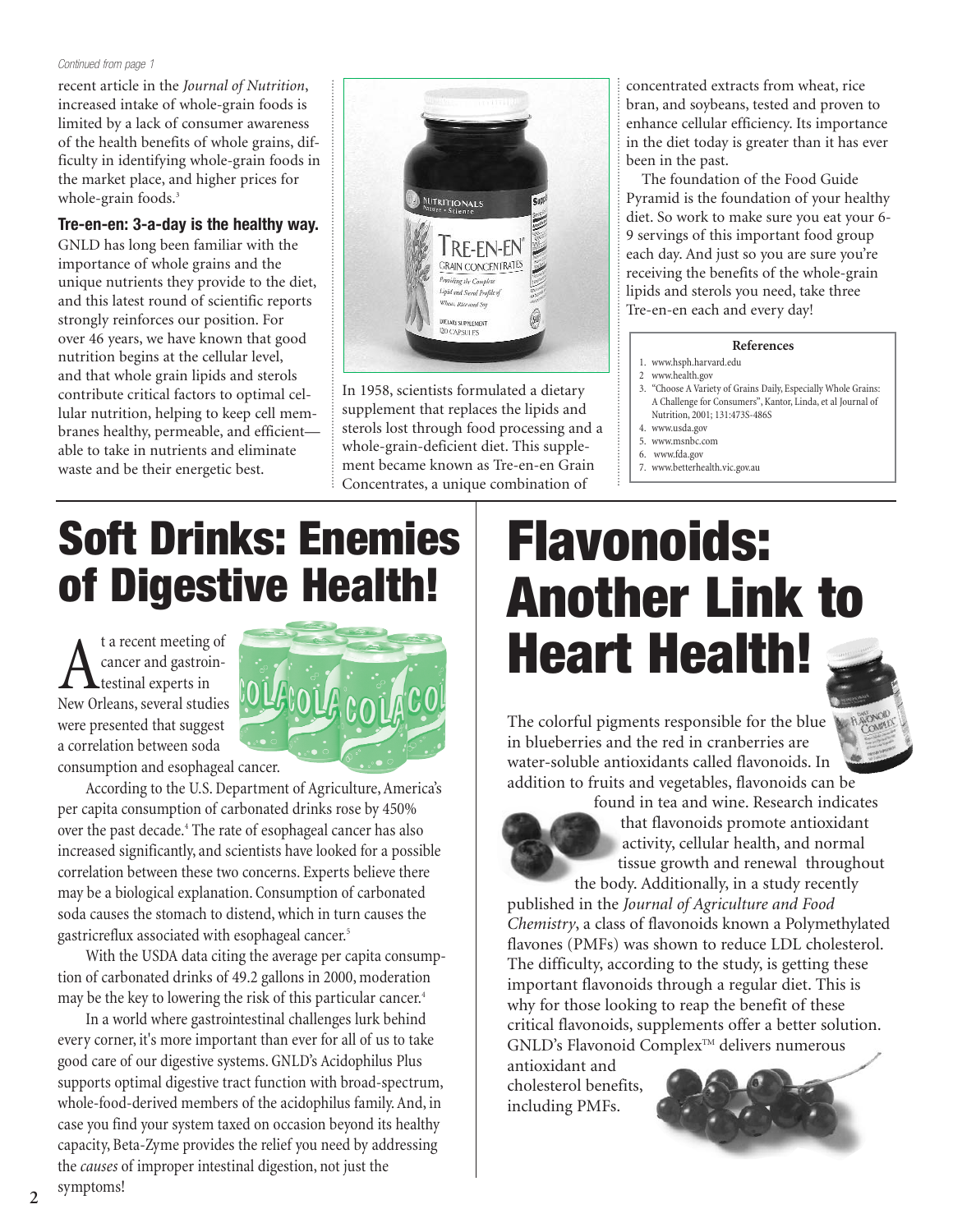*Continued from page 1*

recent article in the *Journal of Nutrition*, increased intake of whole-grain foods is limited by a lack of consumer awareness of the health benefits of whole grains, difficulty in identifying whole-grain foods in the market place, and higher prices for whole-grain foods.[3]

**Tre-en-en: 3-a-day is the healthy way.**

GNLD has long been familiar with the importance of whole grains and the unique nutrients they provide to the diet, and this latest round of scientific reports strongly reinforces our position. For over 46 years, we have known that good nutrition begins at the cellular level, and that whole grain lipids and sterols contribute critical factors to optimal cellular nutrition, helping to keep cell membranes healthy, permeable, and efficient—able to take in nutrients and eliminate waste and be their energetic best.

In 1958, scientists formulated a dietary supplement that replaces the lipids and sterols lost through food processing and a whole-grain-deficient diet. This supplement became known as Tre-en-en Grain Concentrates, a unique combination of concentrated extracts from wheat, rice bran, and soybeans, tested and proven to enhance cellular efficiency. Its importance in the diet today is greater than it has ever been in the past.

The foundation of the Food Guide Pyramid is the foundation of your healthy diet. So work to make sure you eat your 6-9 servings of this important food group each day. And just so you are sure you're receiving the benefits of the whole-grain lipids and sterols you need, take three Tre-en-en each and every day!

**References**

1. www.hsph.harvard.edu
2. www.health.gov
3. "Choose A Variety of Grains Daily, Especially Whole Grains: A Challenge for Consumers", Kantor, Linda, et al Journal of Nutrition, 2001; 131:473S-486S
4. www.usda.gov
5. www.msnbc.com
6. www.fda.gov
7. www.betterhealth.vic.gov.au

# Soft Drinks: Enemies of Digestive Health!

At a recent meeting of cancer and gastrointestinal experts in New Orleans, several studies were presented that suggest a correlation between soda consumption and esophageal cancer.

According to the U.S. Department of Agriculture, America's per capita consumption of carbonated drinks rose by 450% over the past decade.[4] The rate of esophageal cancer has also increased significantly, and scientists have looked for a possible correlation between these two concerns. Experts believe there may be a biological explanation. Consumption of carbonated soda causes the stomach to distend, which in turn causes the gastricreflux associated with esophageal cancer.[5]

With the USDA data citing the average per capita consumption of carbonated drinks of 49.2 gallons in 2000, moderation may be the key to lowering the risk of this particular cancer.[4]

In a world where gastrointestinal challenges lurk behind every corner, it's more important than ever for all of us to take good care of our digestive systems. GNLD's Acidophilus Plus supports optimal digestive tract function with broad-spectrum, whole-food-derived members of the acidophilus family. And, in case you find your system taxed on occasion beyond its healthy capacity, Beta-Zyme provides the relief you need by addressing the *causes* of improper intestinal digestion, not just the symptoms!

# Flavonoids: Another Link to Heart Health!

The colorful pigments responsible for the blue in blueberries and the red in cranberries are water-soluble antioxidants called flavonoids. In addition to fruits and vegetables, flavonoids can be found in tea and wine. Research indicates that flavonoids promote antioxidant activity, cellular health, and normal tissue growth and renewal throughout the body. Additionally, in a study recently published in the *Journal of Agriculture and Food Chemistry*, a class of flavonoids known a Polymethylated flavones (PMFs) was shown to reduce LDL cholesterol. The difficulty, according to the study, is getting these important flavonoids through a regular diet. This is why for those looking to reap the benefit of these critical flavonoids, supplements offer a better solution. GNLD's Flavonoid Complex™ delivers numerous antioxidant and cholesterol benefits, including PMFs.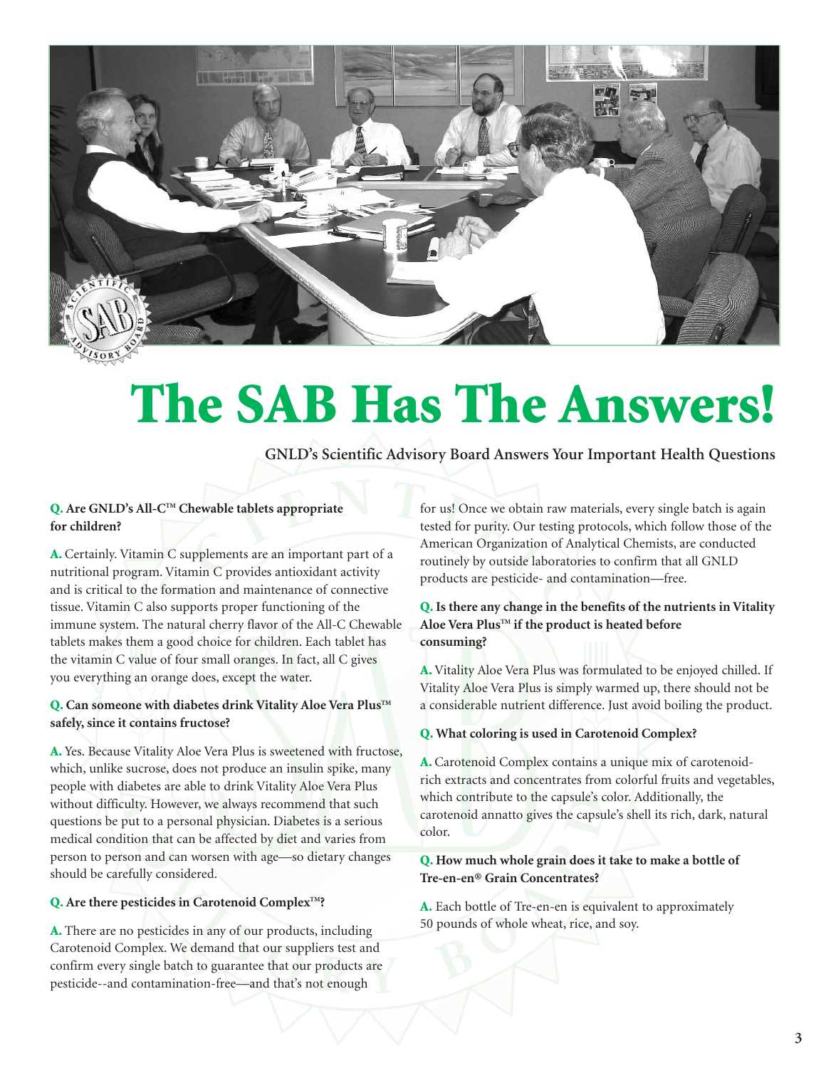# The SAB Has The Answers!

**GNLD's Scientific Advisory Board Answers Your Important Health Questions**

**Q. Are GNLD's All-C™ Chewable tablets appropriate for children?**

**A.** Certainly. Vitamin C supplements are an important part of a nutritional program. Vitamin C provides antioxidant activity and is critical to the formation and maintenance of connective tissue. Vitamin C also supports proper functioning of the immune system. The natural cherry flavor of the All-C Chewable tablets makes them a good choice for children. Each tablet has the vitamin C value of four small oranges. In fact, all C gives you everything an orange does, except the water.

**Q. Can someone with diabetes drink Vitality Aloe Vera Plus™ safely, since it contains fructose?**

**A.** Yes. Because Vitality Aloe Vera Plus is sweetened with fructose, which, unlike sucrose, does not produce an insulin spike, many people with diabetes are able to drink Vitality Aloe Vera Plus without difficulty. However, we always recommend that such questions be put to a personal physician. Diabetes is a serious medical condition that can be affected by diet and varies from person to person and can worsen with age—so dietary changes should be carefully considered.

**Q. Are there pesticides in Carotenoid Complex™?**

**A.** There are no pesticides in any of our products, including Carotenoid Complex. We demand that our suppliers test and confirm every single batch to guarantee that our products are pesticide--and contamination-free—and that's not enough for us! Once we obtain raw materials, every single batch is again tested for purity. Our testing protocols, which follow those of the American Organization of Analytical Chemists, are conducted routinely by outside laboratories to confirm that all GNLD products are pesticide- and contamination—free.

**Q. Is there any change in the benefits of the nutrients in Vitality Aloe Vera Plus™ if the product is heated before consuming?**

**A.** Vitality Aloe Vera Plus was formulated to be enjoyed chilled. If Vitality Aloe Vera Plus is simply warmed up, there should not be a considerable nutrient difference. Just avoid boiling the product.

**Q. What coloring is used in Carotenoid Complex?**

**A.** Carotenoid Complex contains a unique mix of carotenoid-rich extracts and concentrates from colorful fruits and vegetables, which contribute to the capsule's color. Additionally, the carotenoid annatto gives the capsule's shell its rich, dark, natural color.

**Q. How much whole grain does it take to make a bottle of Tre-en-en® Grain Concentrates?**

**A.** Each bottle of Tre-en-en is equivalent to approximately 50 pounds of whole wheat, rice, and soy.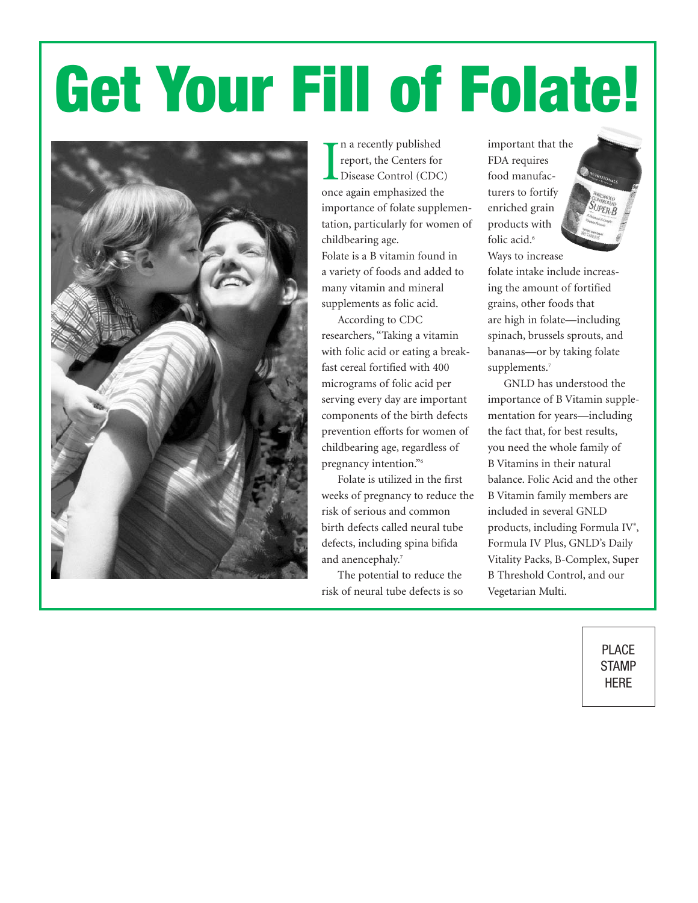# Get Your Fill of Folate!

In a recently published report, the Centers for Disease Control (CDC) once again emphasized the importance of folate supplementation, particularly for women of childbearing age. Folate is a B vitamin found in a variety of foods and added to many vitamin and mineral supplements as folic acid.

According to CDC researchers, "Taking a vitamin with folic acid or eating a breakfast cereal fortified with 400 micrograms of folic acid per serving every day are important components of the birth defects prevention efforts for women of childbearing age, regardless of pregnancy intention."[6]

Folate is utilized in the first weeks of pregnancy to reduce the risk of serious and common birth defects called neural tube defects, including spina bifida and anencephaly.[7]

The potential to reduce the risk of neural tube defects is so important that the FDA requires food manufacturers to fortify enriched grain products with folic acid.[6] Ways to increase folate intake include increasing the amount of fortified grains, other foods that are high in folate—including spinach, brussels sprouts, and bananas—or by taking folate supplements.[7]

GNLD has understood the importance of B Vitamin supplementation for years—including the fact that, for best results, you need the whole family of B Vitamins in their natural balance. Folic Acid and the other B Vitamin family members are included in several GNLD products, including Formula IV®, Formula IV Plus, GNLD's Daily Vitality Packs, B-Complex, Super B Threshold Control, and our Vegetarian Multi.

PLACE STAMP HERE